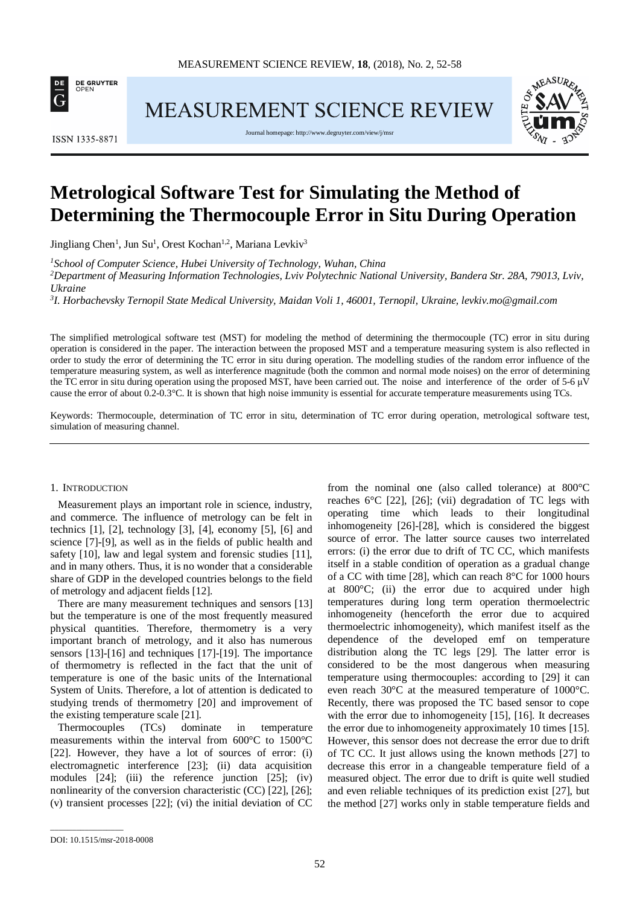# Metrological Software Test for Simulating the Method of Determining the Thermocouple Error in Situ During Operation

Jingliang Chen[1], Jun Su[1], Orest Kochan[1,2], Mariana Levkiv[3]

[1] *School of Computer Science, Hubei University of Technology, Wuhan, China*

[2] *Department of Measuring Information Technologies, Lviv Polytechnic National University, Bandera Str. 28A, 79013, Lviv, Ukraine*

[3] *I. Horbachevsky Ternopil State Medical University, Maidan Voli 1, 46001, Ternopil, Ukraine, levkiv.mo@gmail.com*

The simplified metrological software test (MST) for modeling the method of determining the thermocouple (TC) error in situ during operation is considered in the paper. The interaction between the proposed MST and a temperature measuring system is also reflected in order to study the error of determining the TC error in situ during operation. The modelling studies of the random error influence of the temperature measuring system, as well as interference magnitude (both the common and normal mode noises) on the error of determining the TC error in situ during operation using the proposed MST, have been carried out. The noise and interference of the order of 5-6 μV cause the error of about 0.2-0.3°C. It is shown that high noise immunity is essential for accurate temperature measurements using TCs.

Keywords: Thermocouple, determination of TC error in situ, determination of TC error during operation, metrological software test, simulation of measuring channel.

## 1. Introduction

Measurement plays an important role in science, industry, and commerce. The influence of metrology can be felt in technics [1], [2], technology [3], [4], economy [5], [6] and science [7]-[9], as well as in the fields of public health and safety [10], law and legal system and forensic studies [11], and in many others. Thus, it is no wonder that a considerable share of GDP in the developed countries belongs to the field of metrology and adjacent fields [12].

There are many measurement techniques and sensors [13] but the temperature is one of the most frequently measured physical quantities. Therefore, thermometry is a very important branch of metrology, and it also has numerous sensors [13]-[16] and techniques [17]-[19]. The importance of thermometry is reflected in the fact that the unit of temperature is one of the basic units of the International System of Units. Therefore, a lot of attention is dedicated to studying trends of thermometry [20] and improvement of the existing temperature scale [21].

Thermocouples (TCs) dominate in temperature measurements within the interval from 600°C to 1500°C [22]. However, they have a lot of sources of error: (i) electromagnetic interference [23]; (ii) data acquisition modules [24]; (iii) the reference junction [25]; (iv) nonlinearity of the conversion characteristic (CC) [22], [26]; (v) transient processes [22]; (vi) the initial deviation of CC from the nominal one (also called tolerance) at 800°C reaches 6°C [22], [26]; (vii) degradation of TC legs with operating time which leads to their longitudinal inhomogeneity [26]-[28], which is considered the biggest source of error. The latter source causes two interrelated errors: (i) the error due to drift of TC CC, which manifests itself in a stable condition of operation as a gradual change of a CC with time [28], which can reach 8°C for 1000 hours at 800°C; (ii) the error due to acquired under high temperatures during long term operation thermoelectric inhomogeneity (henceforth the error due to acquired thermoelectric inhomogeneity), which manifest itself as the dependence of the developed emf on temperature distribution along the TC legs [29]. The latter error is considered to be the most dangerous when measuring temperature using thermocouples: according to [29] it can even reach 30°C at the measured temperature of 1000°C. Recently, there was proposed the TC based sensor to cope with the error due to inhomogeneity [15], [16]. It decreases the error due to inhomogeneity approximately 10 times [15]. However, this sensor does not decrease the error due to drift of TC CC. It just allows using the known methods [27] to decrease this error in a changeable temperature field of a measured object. The error due to drift is quite well studied and even reliable techniques of its prediction exist [27], but the method [27] works only in stable temperature fields and

DOI: 10.1515/msr-2018-0008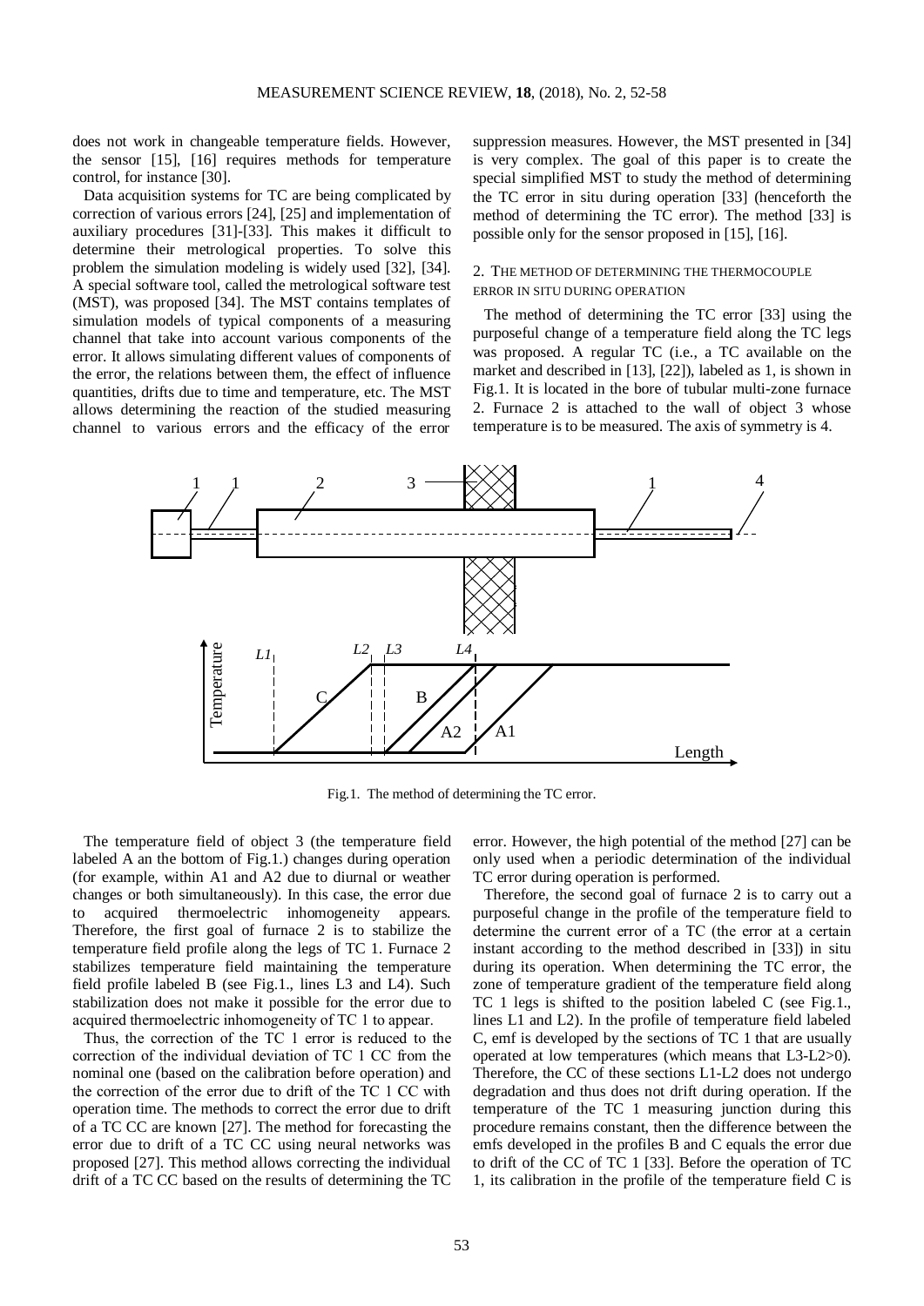does not work in changeable temperature fields. However, the sensor [15], [16] requires methods for temperature control, for instance [30].

Data acquisition systems for TC are being complicated by correction of various errors [24], [25] and implementation of auxiliary procedures [31]-[33]. This makes it difficult to determine their metrological properties. To solve this problem the simulation modeling is widely used [32], [34]. A special software tool, called the metrological software test (MST), was proposed [34]. The MST contains templates of simulation models of typical components of a measuring channel that take into account various components of the error. It allows simulating different values of components of the error, the relations between them, the effect of influence quantities, drifts due to time and temperature, etc. The MST allows determining the reaction of the studied measuring channel to various errors and the efficacy of the error suppression measures. However, the MST presented in [34] is very complex. The goal of this paper is to create the special simplified MST to study the method of determining the TC error in situ during operation [33] (henceforth the method of determining the TC error). The method [33] is possible only for the sensor proposed in [15], [16].

## 2. The method of determining the thermocouple error in situ during operation

The method of determining the TC error [33] using the purposeful change of a temperature field along the TC legs was proposed. A regular TC (i.e., a TC available on the market and described in [13], [22]), labeled as 1, is shown in Fig.1. It is located in the bore of tubular multi-zone furnace 2. Furnace 2 is attached to the wall of object 3 whose temperature is to be measured. The axis of symmetry is 4.

Fig.1. The method of determining the TC error.

The temperature field of object 3 (the temperature field labeled A an the bottom of Fig.1.) changes during operation (for example, within A1 and A2 due to diurnal or weather changes or both simultaneously). In this case, the error due to acquired thermoelectric inhomogeneity appears. Therefore, the first goal of furnace 2 is to stabilize the temperature field profile along the legs of TC 1. Furnace 2 stabilizes temperature field maintaining the temperature field profile labeled B (see Fig.1., lines L3 and L4). Such stabilization does not make it possible for the error due to acquired thermoelectric inhomogeneity of TC 1 to appear.

Thus, the correction of the TC 1 error is reduced to the correction of the individual deviation of TC 1 CC from the nominal one (based on the calibration before operation) and the correction of the error due to drift of the TC 1 CC with operation time. The methods to correct the error due to drift of a TC CC are known [27]. The method for forecasting the error due to drift of a TC CC using neural networks was proposed [27]. This method allows correcting the individual drift of a TC CC based on the results of determining the TC error. However, the high potential of the method [27] can be only used when a periodic determination of the individual TC error during operation is performed.

Therefore, the second goal of furnace 2 is to carry out a purposeful change in the profile of the temperature field to determine the current error of a TC (the error at a certain instant according to the method described in [33]) in situ during its operation. When determining the TC error, the zone of temperature gradient of the temperature field along TC 1 legs is shifted to the position labeled C (see Fig.1., lines L1 and L2). In the profile of temperature field labeled C, emf is developed by the sections of TC 1 that are usually operated at low temperatures (which means that L3-L2>0). Therefore, the CC of these sections L1-L2 does not undergo degradation and thus does not drift during operation. If the temperature of the TC 1 measuring junction during this procedure remains constant, then the difference between the emfs developed in the profiles B and C equals the error due to drift of the CC of TC 1 [33]. Before the operation of TC 1, its calibration in the profile of the temperature field C is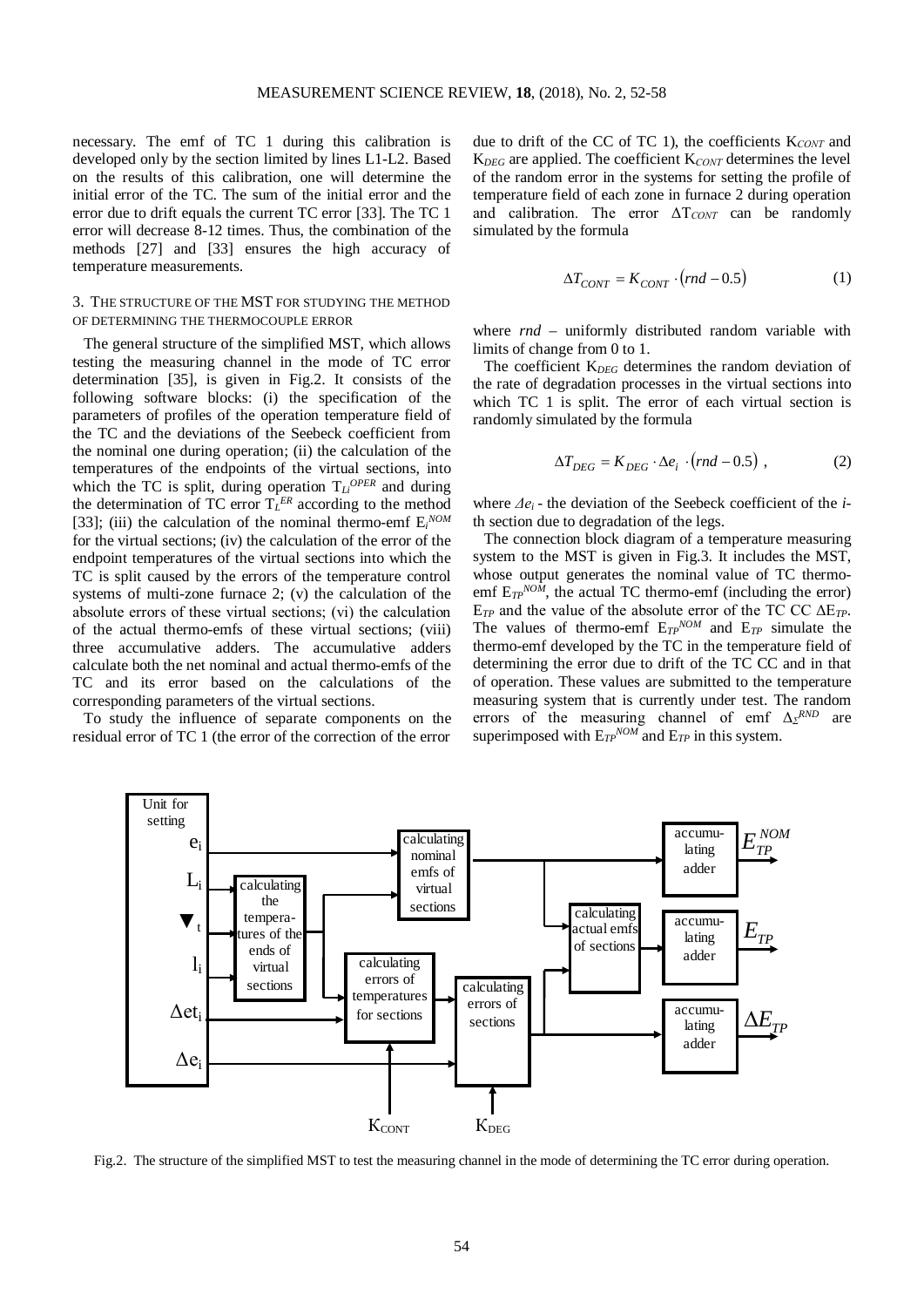necessary. The emf of TC 1 during this calibration is developed only by the section limited by lines L1-L2. Based on the results of this calibration, one will determine the initial error of the TC. The sum of the initial error and the error due to drift equals the current TC error [33]. The TC 1 error will decrease 8-12 times. Thus, the combination of the methods [27] and [33] ensures the high accuracy of temperature measurements.

## 3. The structure of the MST for studying the method of determining the thermocouple error

The general structure of the simplified MST, which allows testing the measuring channel in the mode of TC error determination [35], is given in Fig.2. It consists of the following software blocks: (i) the specification of the parameters of profiles of the operation temperature field of the TC and the deviations of the Seebeck coefficient from the nominal one during operation; (ii) the calculation of the temperatures of the endpoints of the virtual sections, into which the TC is split, during operation $T_{Li}^{OPER}$ and during the determination of TC error $T_L^{ER}$ according to the method [33]; (iii) the calculation of the nominal thermo-emf $E_i^{NOM}$ for the virtual sections; (iv) the calculation of the error of the endpoint temperatures of the virtual sections into which the TC is split caused by the errors of the temperature control systems of multi-zone furnace 2; (v) the calculation of the absolute errors of these virtual sections; (vi) the calculation of the actual thermo-emfs of these virtual sections; (viii) three accumulative adders. The accumulative adders calculate both the net nominal and actual thermo-emfs of the TC and its error based on the calculations of the corresponding parameters of the virtual sections.

To study the influence of separate components on the residual error of TC 1 (the error of the correction of the error due to drift of the CC of TC 1), the coefficients $K_{CONT}$ and $K_{DEG}$ are applied. The coefficient $K_{CONT}$ determines the level of the random error in the systems for setting the profile of temperature field of each zone in furnace 2 during operation and calibration. The error $\Delta T_{CONT}$ can be randomly simulated by the formula

$$\Delta T_{CONT} = K_{CONT} \cdot (rnd - 0.5) \tag{1}$$

where *rnd* – uniformly distributed random variable with limits of change from 0 to 1.

The coefficient $K_{DEG}$ determines the random deviation of the rate of degradation processes in the virtual sections into which TC 1 is split. The error of each virtual section is randomly simulated by the formula

$$\Delta T_{DEG} = K_{DEG} \cdot \Delta e_i \cdot (rnd - 0.5) \ , \tag{2}$$

where $\Delta e_i$ - the deviation of the Seebeck coefficient of the *i*-th section due to degradation of the legs.

The connection block diagram of a temperature measuring system to the MST is given in Fig.3. It includes the MST, whose output generates the nominal value of TC thermo-emf $E_{TP}^{NOM}$, the actual TC thermo-emf (including the error) $E_{TP}$ and the value of the absolute error of the TC CC $\Delta E_{TP}$. The values of thermo-emf $E_{TP}^{NOM}$ and $E_{TP}$ simulate the thermo-emf developed by the TC in the temperature field of determining the error due to drift of the TC CC and in that of operation. These values are submitted to the temperature measuring system that is currently under test. The random errors of the measuring channel of emf $\Delta_{\Sigma}^{RND}$ are superimposed with $E_{TP}^{NOM}$ and $E_{TP}$ in this system.

Fig.2. The structure of the simplified MST to test the measuring channel in the mode of determining the TC error during operation.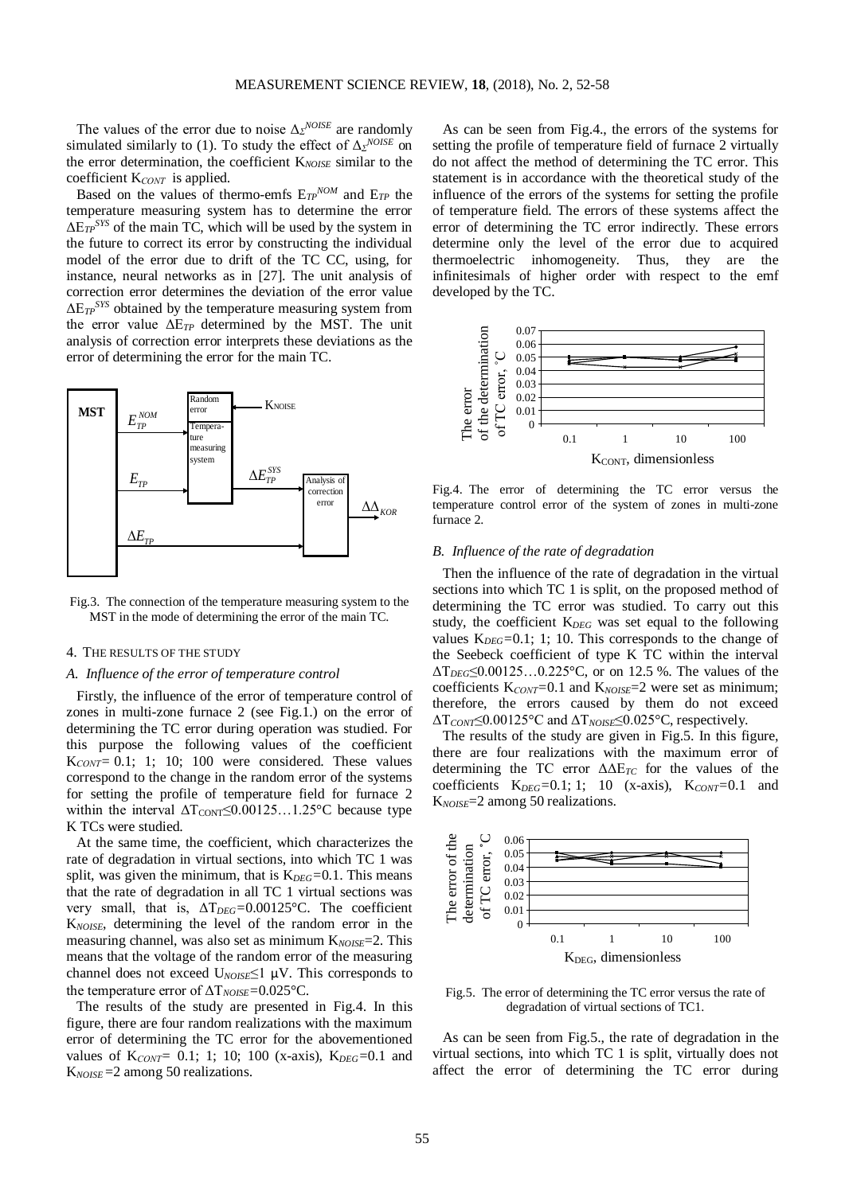The values of the error due to noise $\Delta_{\Sigma}^{NOISE}$ are randomly simulated similarly to (1). To study the effect of $\Delta_{\Sigma}^{NOISE}$ on the error determination, the coefficient $K_{NOISE}$ similar to the coefficient $K_{CONT}$ is applied.

Based on the values of thermo-emfs $E_{TP}^{NOM}$ and $E_{TP}$ the temperature measuring system has to determine the error $\Delta E_{TP}^{SYS}$ of the main TC, which will be used by the system in the future to correct its error by constructing the individual model of the error due to drift of the TC CC, using, for instance, neural networks as in [27]. The unit analysis of correction error determines the deviation of the error value $\Delta E_{TP}^{SYS}$ obtained by the temperature measuring system from the error value $\Delta E_{TP}$ determined by the MST. The unit analysis of correction error interprets these deviations as the error of determining the error for the main TC.

Fig.3. The connection of the temperature measuring system to the MST in the mode of determining the error of the main TC.

## 4. THE RESULTS OF THE STUDY

### A. Influence of the error of temperature control

Firstly, the influence of the error of temperature control of zones in multi-zone furnace 2 (see Fig.1.) on the error of determining the TC error during operation was studied. For this purpose the following values of the coefficient $K_{CONT}$= 0.1; 1; 10; 100 were considered. These values correspond to the change in the random error of the systems for setting the profile of temperature field for furnace 2 within the interval $\Delta T_{CONT} \leq 0.00125\ldots1.25$°C because type K TCs were studied.

At the same time, the coefficient, which characterizes the rate of degradation in virtual sections, into which TC 1 was split, was given the minimum, that is $K_{DEG}$=0.1. This means that the rate of degradation in all TC 1 virtual sections was very small, that is, $\Delta T_{DEG}$=0.00125°C. The coefficient $K_{NOISE}$, determining the level of the random error in the measuring channel, was also set as minimum $K_{NOISE}$=2. This means that the voltage of the random error of the measuring channel does not exceed $U_{NOISE} \leq 1$ μV. This corresponds to the temperature error of $\Delta T_{NOISE}$=0.025°C.

The results of the study are presented in Fig.4. In this figure, there are four random realizations with the maximum error of determining the TC error for the abovementioned values of $K_{CONT}$= 0.1; 1; 10; 100 (x-axis), $K_{DEG}$=0.1 and $K_{NOISE}$ =2 among 50 realizations.

As can be seen from Fig.4., the errors of the systems for setting the profile of temperature field of furnace 2 virtually do not affect the method of determining the TC error. This statement is in accordance with the theoretical study of the influence of the errors of the systems for setting the profile of temperature field. The errors of these systems affect the error of determining the TC error indirectly. These errors determine only the level of the error due to acquired thermoelectric inhomogeneity. Thus, they are the infinitesimals of higher order with respect to the emf developed by the TC.

Fig.4. The error of determining the TC error versus the temperature control error of the system of zones in multi-zone furnace 2.

### B. Influence of the rate of degradation

Then the influence of the rate of degradation in the virtual sections into which TC 1 is split, on the proposed method of determining the TC error was studied. To carry out this study, the coefficient $K_{DEG}$ was set equal to the following values $K_{DEG}$=0.1; 1; 10. This corresponds to the change of the Seebeck coefficient of type K TC within the interval $\Delta T_{DEG} \leq 0.00125\ldots0.225$°C, or on 12.5 %. The values of the coefficients $K_{CONT}$=0.1 and $K_{NOISE}$=2 were set as minimum; therefore, the errors caused by them do not exceed $\Delta T_{CONT} \leq 0.00125$°C and $\Delta T_{NOISE} \leq 0.025$°C, respectively.

The results of the study are given in Fig.5. In this figure, there are four realizations with the maximum error of determining the TC error $\Delta\Delta E_{TC}$ for the values of the coefficients $K_{DEG}$=0.1; 1; 10 (x-axis), $K_{CONT}$=0.1 and $K_{NOISE}$=2 among 50 realizations.

Fig.5. The error of determining the TC error versus the rate of degradation of virtual sections of TC1.

As can be seen from Fig.5., the rate of degradation in the virtual sections, into which TC 1 is split, virtually does not affect the error of determining the TC error during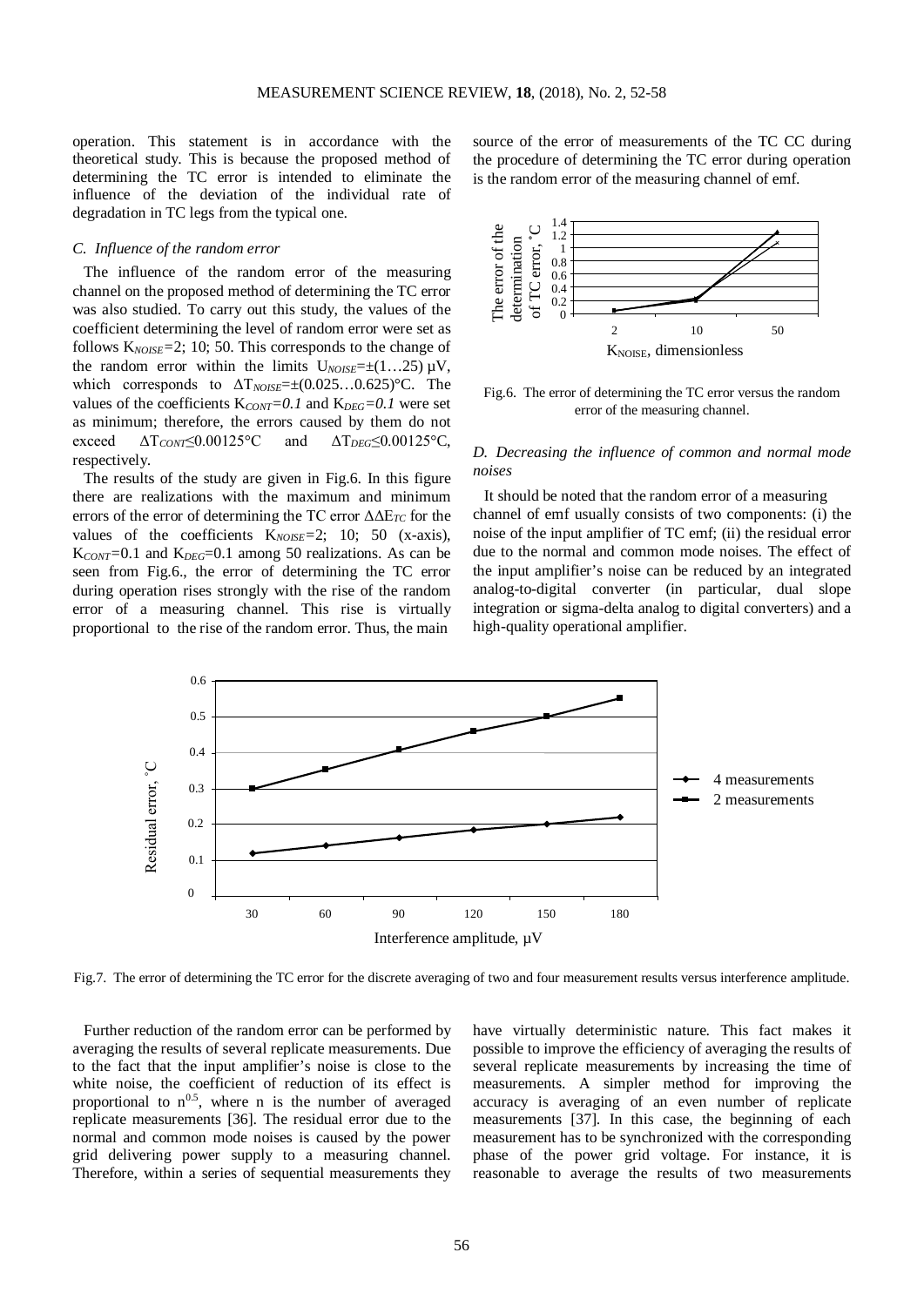operation. This statement is in accordance with the theoretical study. This is because the proposed method of determining the TC error is intended to eliminate the influence of the deviation of the individual rate of degradation in TC legs from the typical one.

### *C. Influence of the random error*

The influence of the random error of the measuring channel on the proposed method of determining the TC error was also studied. To carry out this study, the values of the coefficient determining the level of random error were set as follows $K_{NOISE}=2$; 10; 50. This corresponds to the change of the random error within the limits $U_{NOISE}=\pm(1\ldots25)$ μV, which corresponds to $\Delta T_{NOISE}=\pm(0.025\ldots0.625)$°C. The values of the coefficients $K_{CONT}=0.1$ and $K_{DEG}=0.1$ were set as minimum; therefore, the errors caused by them do not exceed $\Delta T_{CONT}\leq0.00125$°C and $\Delta T_{DEG}\leq0.00125$°C, respectively.

The results of the study are given in Fig.6. In this figure there are realizations with the maximum and minimum errors of the error of determining the TC error $\Delta\Delta E_{TC}$ for the values of the coefficients $K_{NOISE}=2$; 10; 50 (x-axis), $K_{CONT}=0.1$ and $K_{DEG}=0.1$ among 50 realizations. As can be seen from Fig.6., the error of determining the TC error during operation rises strongly with the rise of the random error of a measuring channel. This rise is virtually proportional to the rise of the random error. Thus, the main source of the error of measurements of the TC CC during the procedure of determining the TC error during operation is the random error of the measuring channel of emf.

Fig.6. The error of determining the TC error versus the random error of the measuring channel.

### *D. Decreasing the influence of common and normal mode noises*

It should be noted that the random error of a measuring channel of emf usually consists of two components: (i) the noise of the input amplifier of TC emf; (ii) the residual error due to the normal and common mode noises. The effect of the input amplifier's noise can be reduced by an integrated analog-to-digital converter (in particular, dual slope integration or sigma-delta analog to digital converters) and a high-quality operational amplifier.

Fig.7. The error of determining the TC error for the discrete averaging of two and four measurement results versus interference amplitude.

Further reduction of the random error can be performed by averaging the results of several replicate measurements. Due to the fact that the input amplifier's noise is close to the white noise, the coefficient of reduction of its effect is proportional to $n^{0.5}$, where n is the number of averaged replicate measurements [36]. The residual error due to the normal and common mode noises is caused by the power grid delivering power supply to a measuring channel. Therefore, within a series of sequential measurements they have virtually deterministic nature. This fact makes it possible to improve the efficiency of averaging the results of several replicate measurements by increasing the time of measurements. A simpler method for improving the accuracy is averaging of an even number of replicate measurements [37]. In this case, the beginning of each measurement has to be synchronized with the corresponding phase of the power grid voltage. For instance, it is reasonable to average the results of two measurements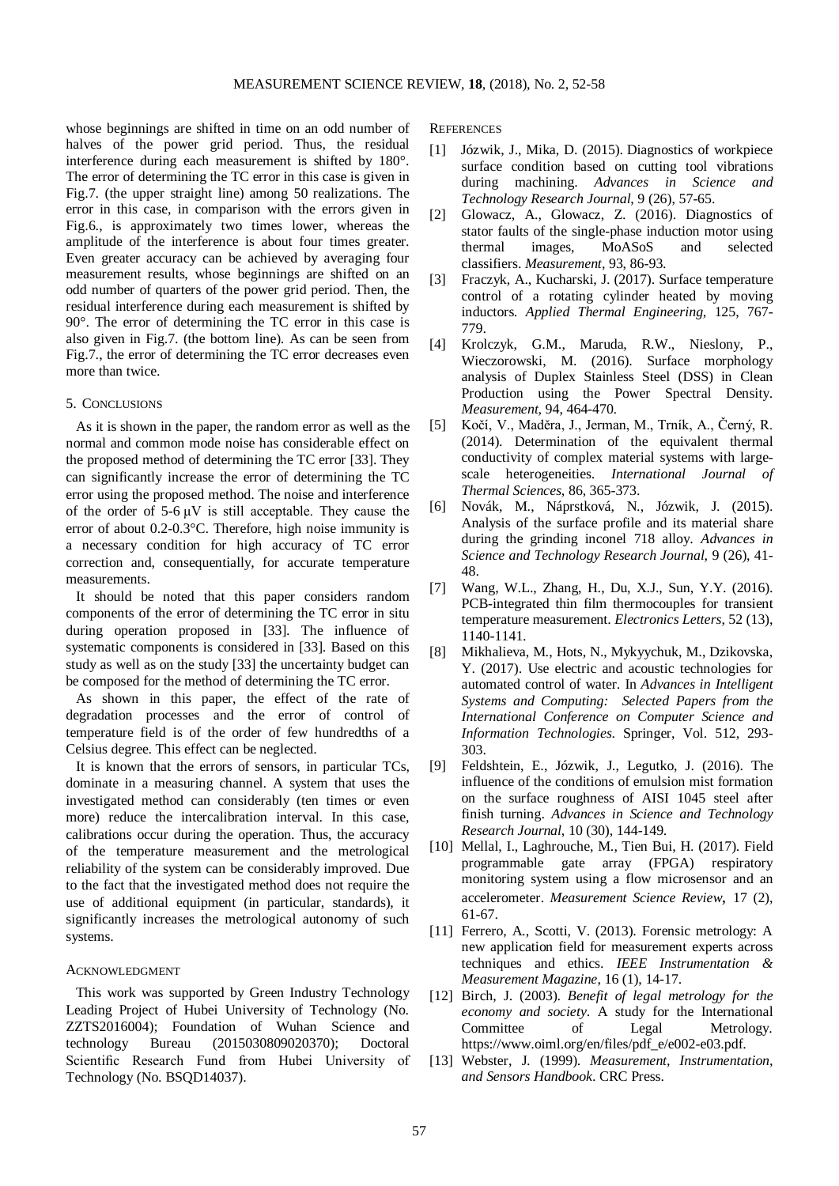whose beginnings are shifted in time on an odd number of halves of the power grid period. Thus, the residual interference during each measurement is shifted by 180°. The error of determining the TC error in this case is given in Fig.7. (the upper straight line) among 50 realizations. The error in this case, in comparison with the errors given in Fig.6., is approximately two times lower, whereas the amplitude of the interference is about four times greater. Even greater accuracy can be achieved by averaging four measurement results, whose beginnings are shifted on an odd number of quarters of the power grid period. Then, the residual interference during each measurement is shifted by 90°. The error of determining the TC error in this case is also given in Fig.7. (the bottom line). As can be seen from Fig.7., the error of determining the TC error decreases even more than twice.

## 5. Conclusions

As it is shown in the paper, the random error as well as the normal and common mode noise has considerable effect on the proposed method of determining the TC error [33]. They can significantly increase the error of determining the TC error using the proposed method. The noise and interference of the order of 5-6 μV is still acceptable. They cause the error of about 0.2-0.3°C. Therefore, high noise immunity is a necessary condition for high accuracy of TC error correction and, consequentially, for accurate temperature measurements.

It should be noted that this paper considers random components of the error of determining the TC error in situ during operation proposed in [33]. The influence of systematic components is considered in [33]. Based on this study as well as on the study [33] the uncertainty budget can be composed for the method of determining the TC error.

As shown in this paper, the effect of the rate of degradation processes and the error of control of temperature field is of the order of few hundredths of a Celsius degree. This effect can be neglected.

It is known that the errors of sensors, in particular TCs, dominate in a measuring channel. A system that uses the investigated method can considerably (ten times or even more) reduce the intercalibration interval. In this case, calibrations occur during the operation. Thus, the accuracy of the temperature measurement and the metrological reliability of the system can be considerably improved. Due to the fact that the investigated method does not require the use of additional equipment (in particular, standards), it significantly increases the metrological autonomy of such systems.

## Acknowledgment

This work was supported by Green Industry Technology Leading Project of Hubei University of Technology (No. ZZTS2016004); Foundation of Wuhan Science and technology Bureau (2015030809020370); Doctoral Scientific Research Fund from Hubei University of Technology (No. BSQD14037).

## References

[1] Józwik, J., Mika, D. (2015). Diagnostics of workpiece surface condition based on cutting tool vibrations during machining. *Advances in Science and Technology Research Journal*, 9 (26), 57-65.

[2] Glowacz, A., Glowacz, Z. (2016). Diagnostics of stator faults of the single-phase induction motor using thermal images, MoASoS and selected classifiers. *Measurement*, 93, 86-93.

[3] Fraczyk, A., Kucharski, J. (2017). Surface temperature control of a rotating cylinder heated by moving inductors. *Applied Thermal Engineering,* 125, 767-779.

[4] Krolczyk, G.M., Maruda, R.W., Nieslony, P., Wieczorowski, M. (2016). Surface morphology analysis of Duplex Stainless Steel (DSS) in Clean Production using the Power Spectral Density. *Measurement,* 94, 464-470.

[5] Kočí, V., Maděra, J., Jerman, M., Trník, A., Černý, R. (2014). Determination of the equivalent thermal conductivity of complex material systems with large-scale heterogeneities. *International Journal of Thermal Sciences*, 86, 365-373.

[6] Novák, M., Náprstková, N., Józwik, J. (2015). Analysis of the surface profile and its material share during the grinding inconel 718 alloy. *Advances in Science and Technology Research Journal*, 9 (26), 41-48.

[7] Wang, W.L., Zhang, H., Du, X.J., Sun, Y.Y. (2016). PCB-integrated thin film thermocouples for transient temperature measurement. *Electronics Letters,* 52 (13), 1140-1141.

[8] Mikhalieva, M., Hots, N., Mykyychuk, M., Dzikovska, Y. (2017). Use electric and acoustic technologies for automated control of water. In *Advances in Intelligent Systems and Computing: Selected Papers from the International Conference on Computer Science and Information Technologies.* Springer, Vol. 512, 293-303.

[9] Feldshtein, E., Józwik, J., Legutko, J. (2016). The influence of the conditions of emulsion mist formation on the surface roughness of AISI 1045 steel after finish turning. *Advances in Science and Technology Research Journal*, 10 (30), 144-149.

[10] Mellal, I., Laghrouche, M., Tien Bui, H. (2017). Field programmable gate array (FPGA) respiratory monitoring system using a flow microsensor and an accelerometer. *Measurement Science Review***,** 17 (2), 61-67.

[11] Ferrero, A., Scotti, V. (2013). Forensic metrology: A new application field for measurement experts across techniques and ethics. *IEEE Instrumentation & Measurement Magazine,* 16 (1), 14-17.

[12] Birch, J. (2003). *Benefit of legal metrology for the economy and society*. A study for the International Committee of Legal Metrology. https://www.oiml.org/en/files/pdf_e/e002-e03.pdf.

[13] Webster, J. (1999). *Measurement, Instrumentation, and Sensors Handbook*. CRC Press.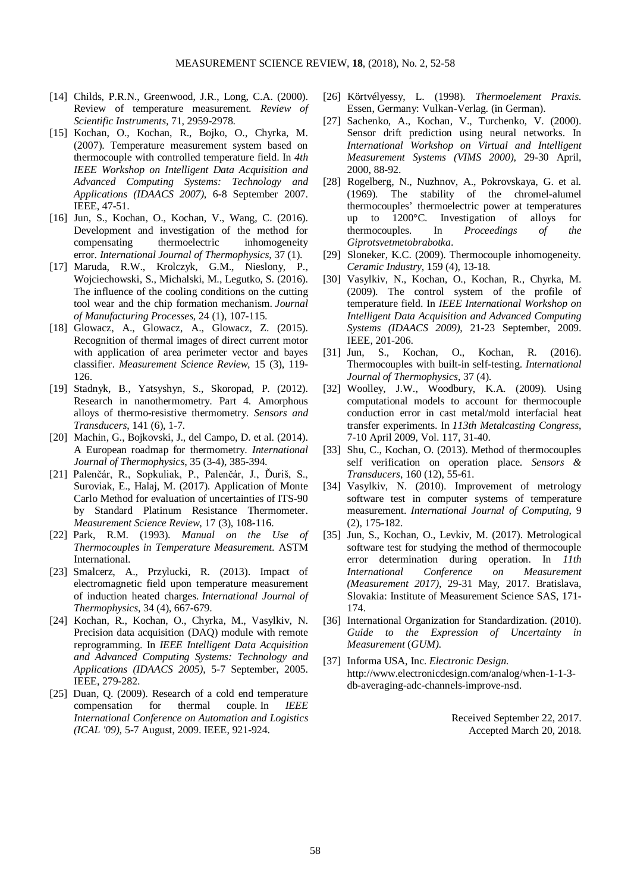[14] Childs, P.R.N., Greenwood, J.R., Long, C.A. (2000). Review of temperature measurement. *Review of Scientific Instruments*, 71, 2959-2978.

[15] Kochan, O., Kochan, R., Bojko, O., Chyrka, M. (2007). Temperature measurement system based on thermocouple with controlled temperature field. In *4th IEEE Workshop on Intelligent Data Acquisition and Advanced Computing Systems: Technology and Applications (IDAACS 2007)*, 6-8 September 2007. IEEE, 47-51.

[16] Jun, S., Kochan, O., Kochan, V., Wang, C. (2016). Development and investigation of the method for compensating thermoelectric inhomogeneity error. *International Journal of Thermophysics*, 37 (1).

[17] Maruda, R.W., Krolczyk, G.M., Nieslony, P., Wojciechowski, S., Michalski, M., Legutko, S. (2016). The influence of the cooling conditions on the cutting tool wear and the chip formation mechanism. *Journal of Manufacturing Processes*, 24 (1), 107-115.

[18] Glowacz, A., Glowacz, A., Glowacz, Z. (2015). Recognition of thermal images of direct current motor with application of area perimeter vector and bayes classifier. *Measurement Science Review*, 15 (3), 119-126.

[19] Stadnyk, B., Yatsyshyn, S., Skoropad, P. (2012). Research in nanothermometry. Part 4. Amorphous alloys of thermo-resistive thermometry. *Sensors and Transducers*, 141 (6), 1-7.

[20] Machin, G., Bojkovski, J., del Campo, D. et al. (2014). A European roadmap for thermometry. *International Journal of Thermophysics*, 35 (3-4), 385-394.

[21] Palenčár, R., Sopkuliak, P., Palenčár, J., Ďuriš, S., Suroviak, E., Halaj, M. (2017). Application of Monte Carlo Method for evaluation of uncertainties of ITS-90 by Standard Platinum Resistance Thermometer. *Measurement Science Review*, 17 (3), 108-116.

[22] Park, R.M. (1993). *Manual on the Use of Thermocouples in Temperature Measurement*. ASTM International.

[23] Smalcerz, A., Przylucki, R. (2013). Impact of electromagnetic field upon temperature measurement of induction heated charges. *International Journal of Thermophysics*, 34 (4), 667-679.

[24] Kochan, R., Kochan, O., Chyrka, M., Vasylkiv, N. Precision data acquisition (DAQ) module with remote reprogramming. In *IEEE Intelligent Data Acquisition and Advanced Computing Systems: Technology and Applications (IDAACS 2005)*, 5-7 September, 2005. IEEE, 279-282.

[25] Duan, Q. (2009). Research of a cold end temperature compensation for thermal couple. In *IEEE International Conference on Automation and Logistics (ICAL '09)*, 5-7 August, 2009. IEEE, 921-924.

[26] Körtvélyessy, L. (1998). *Thermoelement Praxis*. Essen, Germany: Vulkan-Verlag. (in German).

[27] Sachenko, A., Kochan, V., Turchenko, V. (2000). Sensor drift prediction using neural networks. In *International Workshop on Virtual and Intelligent Measurement Systems (VIMS 2000)*, 29-30 April, 2000, 88-92.

[28] Rogelberg, N., Nuzhnov, A., Pokrovskaya, G. et al. (1969). The stability of the chromel-alumel thermocouples' thermoelectric power at temperatures up to 1200°C. Investigation of alloys for thermocouples. In *Proceedings of the Giprotsvetmetobrabotka*.

[29] Sloneker, K.C. (2009). Thermocouple inhomogeneity. *Ceramic Industry*, 159 (4), 13-18.

[30] Vasylkiv, N., Kochan, O., Kochan, R., Chyrka, M. (2009). The control system of the profile of temperature field. In *IEEE International Workshop on Intelligent Data Acquisition and Advanced Computing Systems (IDAACS 2009)*, 21-23 September, 2009. IEEE, 201-206.

[31] Jun, S., Kochan, O., Kochan, R. (2016). Thermocouples with built-in self-testing. *International Journal of Thermophysics*, 37 (4).

[32] Woolley, J.W., Woodbury, K.A. (2009). Using computational models to account for thermocouple conduction error in cast metal/mold interfacial heat transfer experiments. In *113th Metalcasting Congress*, 7-10 April 2009, Vol. 117, 31-40.

[33] Shu, C., Kochan, O. (2013). Method of thermocouples self verification on operation place. *Sensors & Transducers*, 160 (12), 55-61.

[34] Vasylkiv, N. (2010). Improvement of metrology software test in computer systems of temperature measurement. *International Journal of Computing*, 9 (2), 175-182.

[35] Jun, S., Kochan, O., Levkiv, M. (2017). Metrological software test for studying the method of thermocouple error determination during operation. In *11th International Conference on Measurement (Measurement 2017)*, 29-31 May, 2017. Bratislava, Slovakia: Institute of Measurement Science SAS, 171-174.

[36] International Organization for Standardization. (2010). *Guide to the Expression of Uncertainty in Measurement* (*GUM)*.

[37] Informa USA, Inc. *Electronic Design*. http://www.electronicdesign.com/analog/when-1-1-3-db-averaging-adc-channels-improve-nsd.

Received September 22, 2017.
Accepted March 20, 2018.